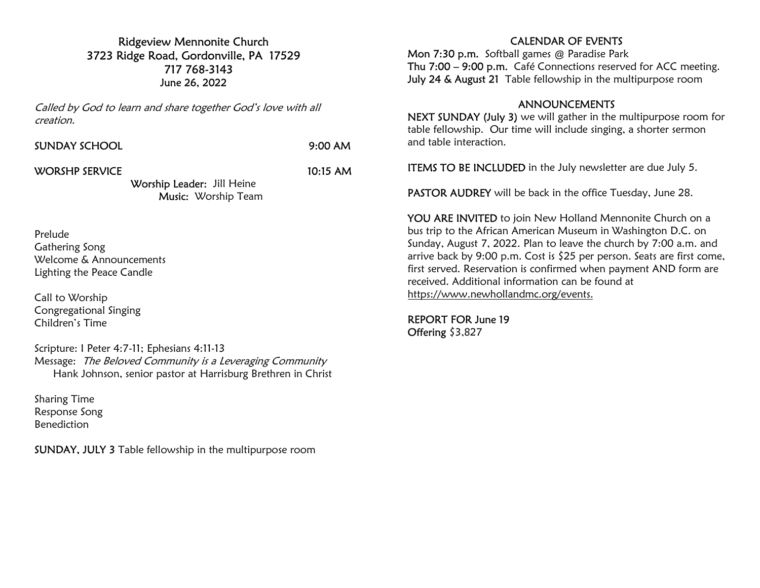# Ridgeview Mennonite Church
3723 Ridge Road, Gordonville, PA 17529
717 768-3143
June 26, 2022

*Called by God to learn and share together God's love with all creation.*

**SUNDAY SCHOOL** 9:00 AM

**WORSHP SERVICE** 10:15 AM

**Worship Leader:** Jill Heine
**Music:** Worship Team

Prelude
Gathering Song
Welcome & Announcements
Lighting the Peace Candle

Call to Worship
Congregational Singing
Children's Time

Scripture: I Peter 4:7-11; Ephesians 4:11-13
Message: *The Beloved Community is a Leveraging Community*
Hank Johnson, senior pastor at Harrisburg Brethren in Christ

Sharing Time
Response Song
Benediction

**SUNDAY, JULY 3** Table fellowship in the multipurpose room

## CALENDAR OF EVENTS

**Mon 7:30 p.m.** Softball games @ Paradise Park
**Thu 7:00 – 9:00 p.m.** Café Connections reserved for ACC meeting.
**July 24 & August 21** Table fellowship in the multipurpose room

## ANNOUNCEMENTS

**NEXT SUNDAY (July 3)** we will gather in the multipurpose room for table fellowship. Our time will include singing, a shorter sermon and table interaction.

**ITEMS TO BE INCLUDED** in the July newsletter are due July 5.

**PASTOR AUDREY** will be back in the office Tuesday, June 28.

**YOU ARE INVITED** to join New Holland Mennonite Church on a bus trip to the African American Museum in Washington D.C. on Sunday, August 7, 2022. Plan to leave the church by 7:00 a.m. and arrive back by 9:00 p.m. Cost is $25 per person. Seats are first come, first served. Reservation is confirmed when payment AND form are received. Additional information can be found at https://www.newhollandmc.org/events.

**REPORT FOR June 19**
**Offering** $3,827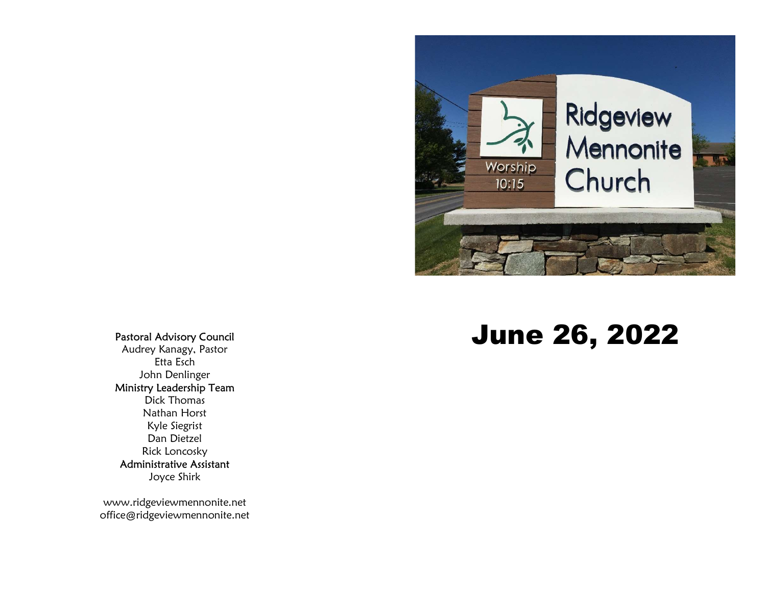**Pastoral Advisory Council**
Audrey Kanagy, Pastor
Etta Esch
John Denlinger
**Ministry Leadership Team**
Dick Thomas
Nathan Horst
Kyle Siegrist
Dan Dietzel
Rick Loncosky
**Administrative Assistant**
Joyce Shirk

www.ridgeviewmennonite.net
office@ridgeviewmennonite.net

# June 26, 2022